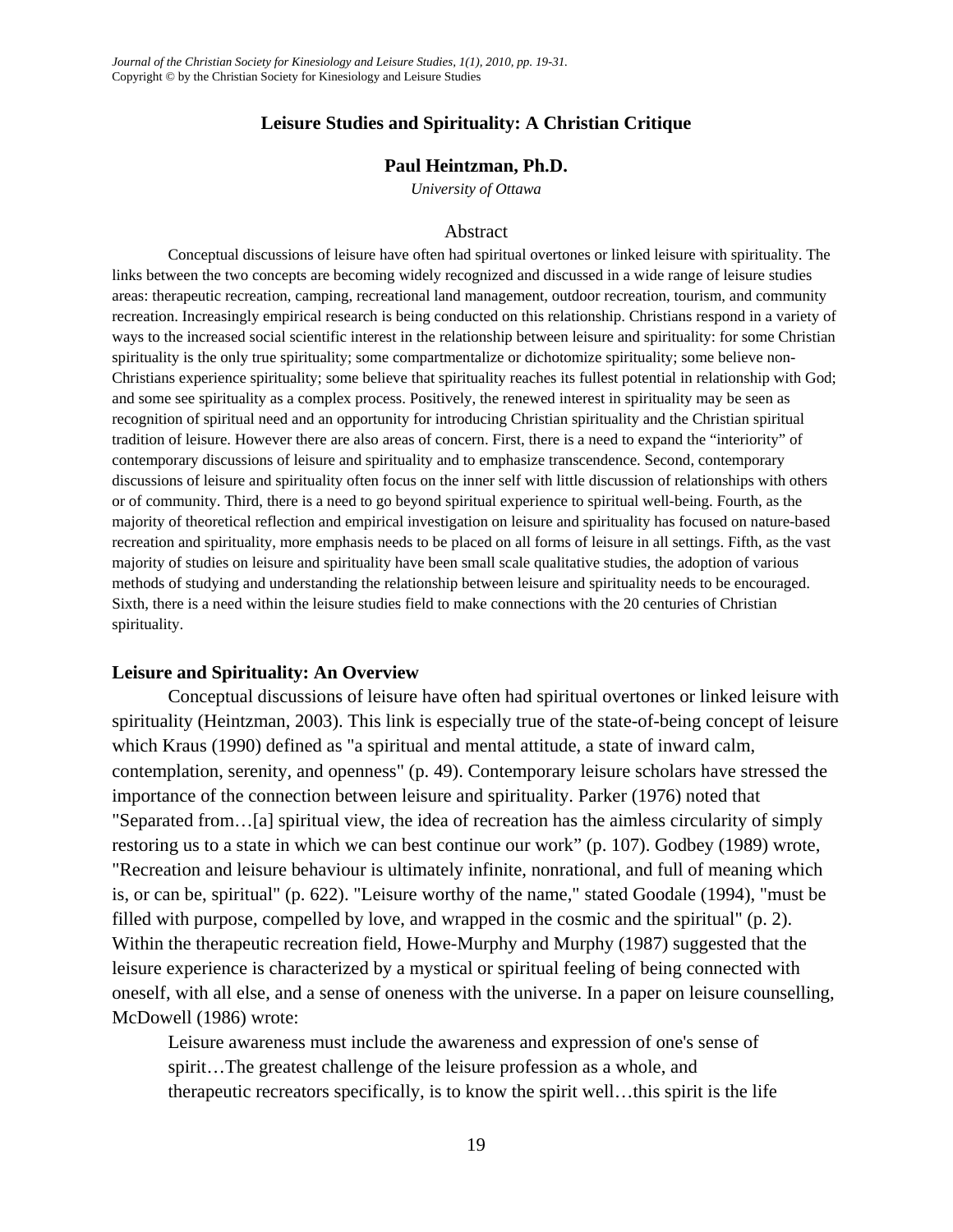# Leisure Studies and Spirituality: A Christian Critique

**Paul Heintzman, Ph.D.**

*University of Ottawa*

## Abstract

Conceptual discussions of leisure have often had spiritual overtones or linked leisure with spirituality. The links between the two concepts are becoming widely recognized and discussed in a wide range of leisure studies areas: therapeutic recreation, camping, recreational land management, outdoor recreation, tourism, and community recreation. Increasingly empirical research is being conducted on this relationship. Christians respond in a variety of ways to the increased social scientific interest in the relationship between leisure and spirituality: for some Christian spirituality is the only true spirituality; some compartmentalize or dichotomize spirituality; some believe non-Christians experience spirituality; some believe that spirituality reaches its fullest potential in relationship with God; and some see spirituality as a complex process. Positively, the renewed interest in spirituality may be seen as recognition of spiritual need and an opportunity for introducing Christian spirituality and the Christian spiritual tradition of leisure. However there are also areas of concern. First, there is a need to expand the "interiority" of contemporary discussions of leisure and spirituality and to emphasize transcendence. Second, contemporary discussions of leisure and spirituality often focus on the inner self with little discussion of relationships with others or of community. Third, there is a need to go beyond spiritual experience to spiritual well-being. Fourth, as the majority of theoretical reflection and empirical investigation on leisure and spirituality has focused on nature-based recreation and spirituality, more emphasis needs to be placed on all forms of leisure in all settings. Fifth, as the vast majority of studies on leisure and spirituality have been small scale qualitative studies, the adoption of various methods of studying and understanding the relationship between leisure and spirituality needs to be encouraged. Sixth, there is a need within the leisure studies field to make connections with the 20 centuries of Christian spirituality.

## Leisure and Spirituality: An Overview

Conceptual discussions of leisure have often had spiritual overtones or linked leisure with spirituality (Heintzman, 2003). This link is especially true of the state-of-being concept of leisure which Kraus (1990) defined as "a spiritual and mental attitude, a state of inward calm, contemplation, serenity, and openness" (p. 49). Contemporary leisure scholars have stressed the importance of the connection between leisure and spirituality. Parker (1976) noted that "Separated from…[a] spiritual view, the idea of recreation has the aimless circularity of simply restoring us to a state in which we can best continue our work" (p. 107). Godbey (1989) wrote, "Recreation and leisure behaviour is ultimately infinite, nonrational, and full of meaning which is, or can be, spiritual" (p. 622). "Leisure worthy of the name," stated Goodale (1994), "must be filled with purpose, compelled by love, and wrapped in the cosmic and the spiritual" (p. 2). Within the therapeutic recreation field, Howe-Murphy and Murphy (1987) suggested that the leisure experience is characterized by a mystical or spiritual feeling of being connected with oneself, with all else, and a sense of oneness with the universe. In a paper on leisure counselling, McDowell (1986) wrote:

> Leisure awareness must include the awareness and expression of one's sense of spirit…The greatest challenge of the leisure profession as a whole, and therapeutic recreators specifically, is to know the spirit well…this spirit is the life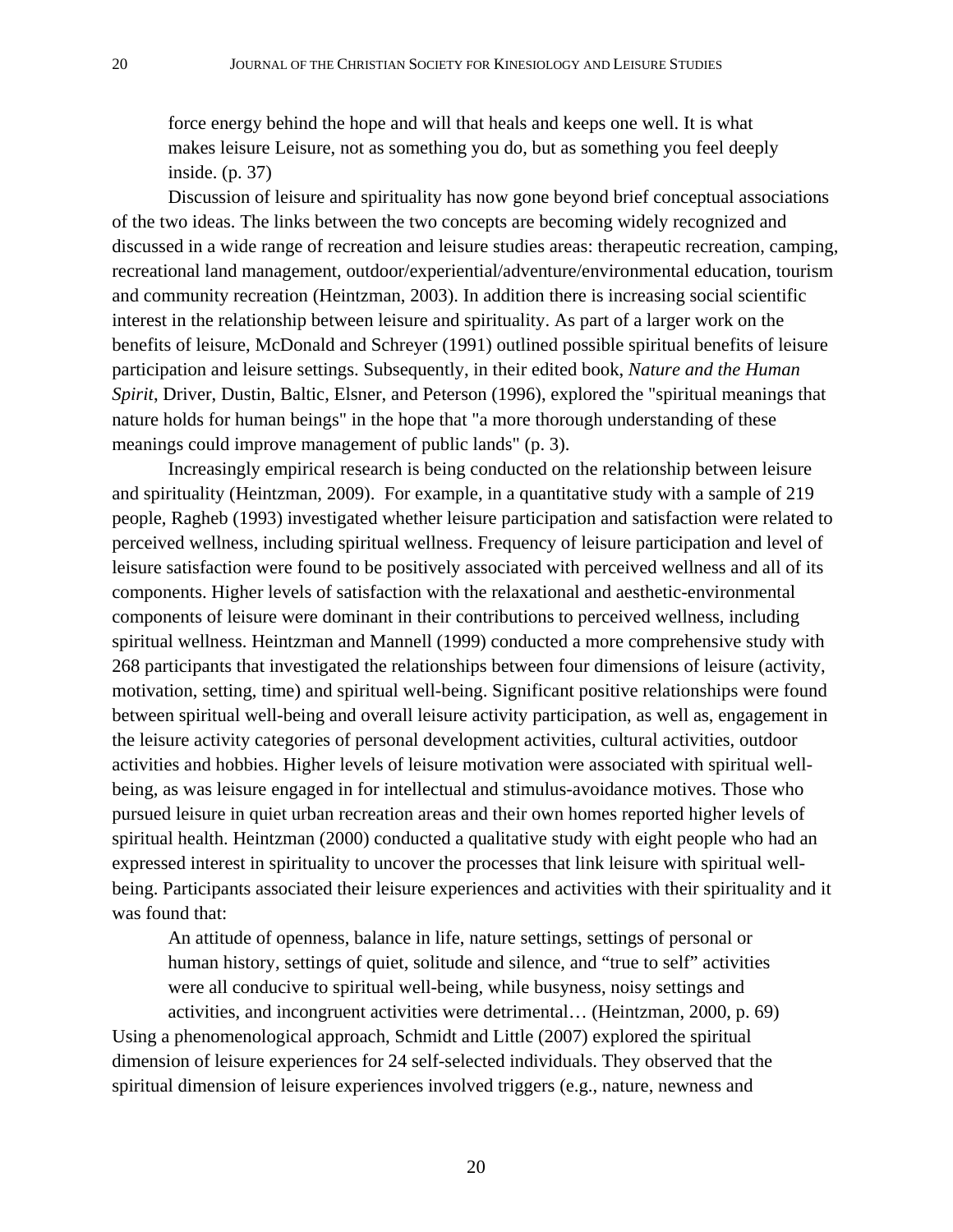> force energy behind the hope and will that heals and keeps one well. It is what makes leisure Leisure, not as something you do, but as something you feel deeply inside. (p. 37)

Discussion of leisure and spirituality has now gone beyond brief conceptual associations of the two ideas. The links between the two concepts are becoming widely recognized and discussed in a wide range of recreation and leisure studies areas: therapeutic recreation, camping, recreational land management, outdoor/experiential/adventure/environmental education, tourism and community recreation (Heintzman, 2003). In addition there is increasing social scientific interest in the relationship between leisure and spirituality. As part of a larger work on the benefits of leisure, McDonald and Schreyer (1991) outlined possible spiritual benefits of leisure participation and leisure settings. Subsequently, in their edited book, *Nature and the Human Spirit*, Driver, Dustin, Baltic, Elsner, and Peterson (1996), explored the "spiritual meanings that nature holds for human beings" in the hope that "a more thorough understanding of these meanings could improve management of public lands" (p. 3).

Increasingly empirical research is being conducted on the relationship between leisure and spirituality (Heintzman, 2009). For example, in a quantitative study with a sample of 219 people, Ragheb (1993) investigated whether leisure participation and satisfaction were related to perceived wellness, including spiritual wellness. Frequency of leisure participation and level of leisure satisfaction were found to be positively associated with perceived wellness and all of its components. Higher levels of satisfaction with the relaxational and aesthetic-environmental components of leisure were dominant in their contributions to perceived wellness, including spiritual wellness. Heintzman and Mannell (1999) conducted a more comprehensive study with 268 participants that investigated the relationships between four dimensions of leisure (activity, motivation, setting, time) and spiritual well-being. Significant positive relationships were found between spiritual well-being and overall leisure activity participation, as well as, engagement in the leisure activity categories of personal development activities, cultural activities, outdoor activities and hobbies. Higher levels of leisure motivation were associated with spiritual well-being, as was leisure engaged in for intellectual and stimulus-avoidance motives. Those who pursued leisure in quiet urban recreation areas and their own homes reported higher levels of spiritual health. Heintzman (2000) conducted a qualitative study with eight people who had an expressed interest in spirituality to uncover the processes that link leisure with spiritual well-being. Participants associated their leisure experiences and activities with their spirituality and it was found that:

> An attitude of openness, balance in life, nature settings, settings of personal or human history, settings of quiet, solitude and silence, and "true to self" activities were all conducive to spiritual well-being, while busyness, noisy settings and activities, and incongruent activities were detrimental… (Heintzman, 2000, p. 69)

Using a phenomenological approach, Schmidt and Little (2007) explored the spiritual dimension of leisure experiences for 24 self-selected individuals. They observed that the spiritual dimension of leisure experiences involved triggers (e.g., nature, newness and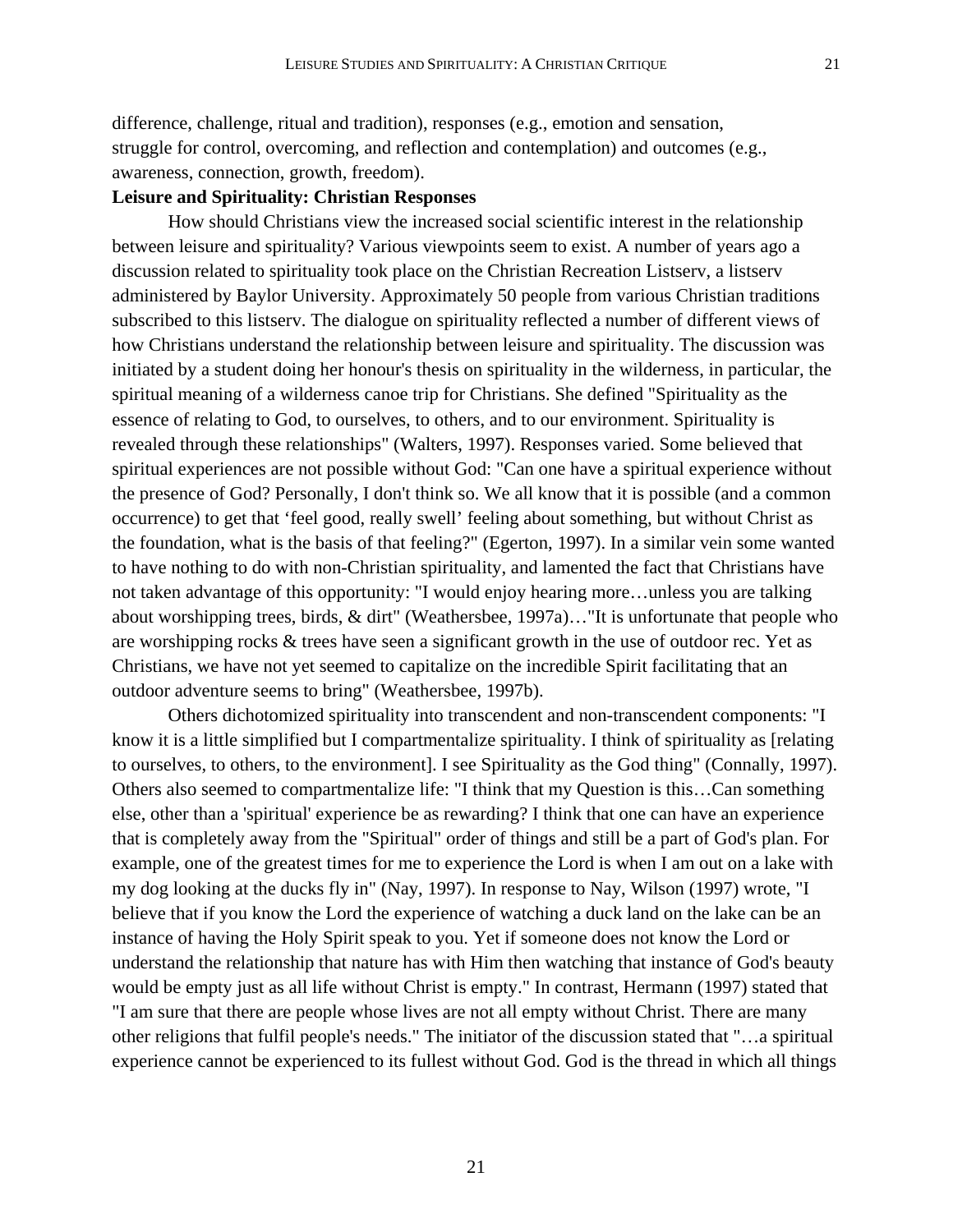difference, challenge, ritual and tradition), responses (e.g., emotion and sensation, struggle for control, overcoming, and reflection and contemplation) and outcomes (e.g., awareness, connection, growth, freedom).

**Leisure and Spirituality: Christian Responses**

How should Christians view the increased social scientific interest in the relationship between leisure and spirituality? Various viewpoints seem to exist. A number of years ago a discussion related to spirituality took place on the Christian Recreation Listserv, a listserv administered by Baylor University. Approximately 50 people from various Christian traditions subscribed to this listserv. The dialogue on spirituality reflected a number of different views of how Christians understand the relationship between leisure and spirituality. The discussion was initiated by a student doing her honour's thesis on spirituality in the wilderness, in particular, the spiritual meaning of a wilderness canoe trip for Christians. She defined "Spirituality as the essence of relating to God, to ourselves, to others, and to our environment. Spirituality is revealed through these relationships" (Walters, 1997). Responses varied. Some believed that spiritual experiences are not possible without God: "Can one have a spiritual experience without the presence of God? Personally, I don't think so. We all know that it is possible (and a common occurrence) to get that 'feel good, really swell' feeling about something, but without Christ as the foundation, what is the basis of that feeling?" (Egerton, 1997). In a similar vein some wanted to have nothing to do with non-Christian spirituality, and lamented the fact that Christians have not taken advantage of this opportunity: "I would enjoy hearing more…unless you are talking about worshipping trees, birds, & dirt" (Weathersbee, 1997a)…"It is unfortunate that people who are worshipping rocks & trees have seen a significant growth in the use of outdoor rec. Yet as Christians, we have not yet seemed to capitalize on the incredible Spirit facilitating that an outdoor adventure seems to bring" (Weathersbee, 1997b).

Others dichotomized spirituality into transcendent and non-transcendent components: "I know it is a little simplified but I compartmentalize spirituality. I think of spirituality as [relating to ourselves, to others, to the environment]. I see Spirituality as the God thing" (Connally, 1997). Others also seemed to compartmentalize life: "I think that my Question is this…Can something else, other than a 'spiritual' experience be as rewarding? I think that one can have an experience that is completely away from the "Spiritual" order of things and still be a part of God's plan. For example, one of the greatest times for me to experience the Lord is when I am out on a lake with my dog looking at the ducks fly in" (Nay, 1997). In response to Nay, Wilson (1997) wrote, "I believe that if you know the Lord the experience of watching a duck land on the lake can be an instance of having the Holy Spirit speak to you. Yet if someone does not know the Lord or understand the relationship that nature has with Him then watching that instance of God's beauty would be empty just as all life without Christ is empty." In contrast, Hermann (1997) stated that "I am sure that there are people whose lives are not all empty without Christ. There are many other religions that fulfil people's needs." The initiator of the discussion stated that "…a spiritual experience cannot be experienced to its fullest without God. God is the thread in which all things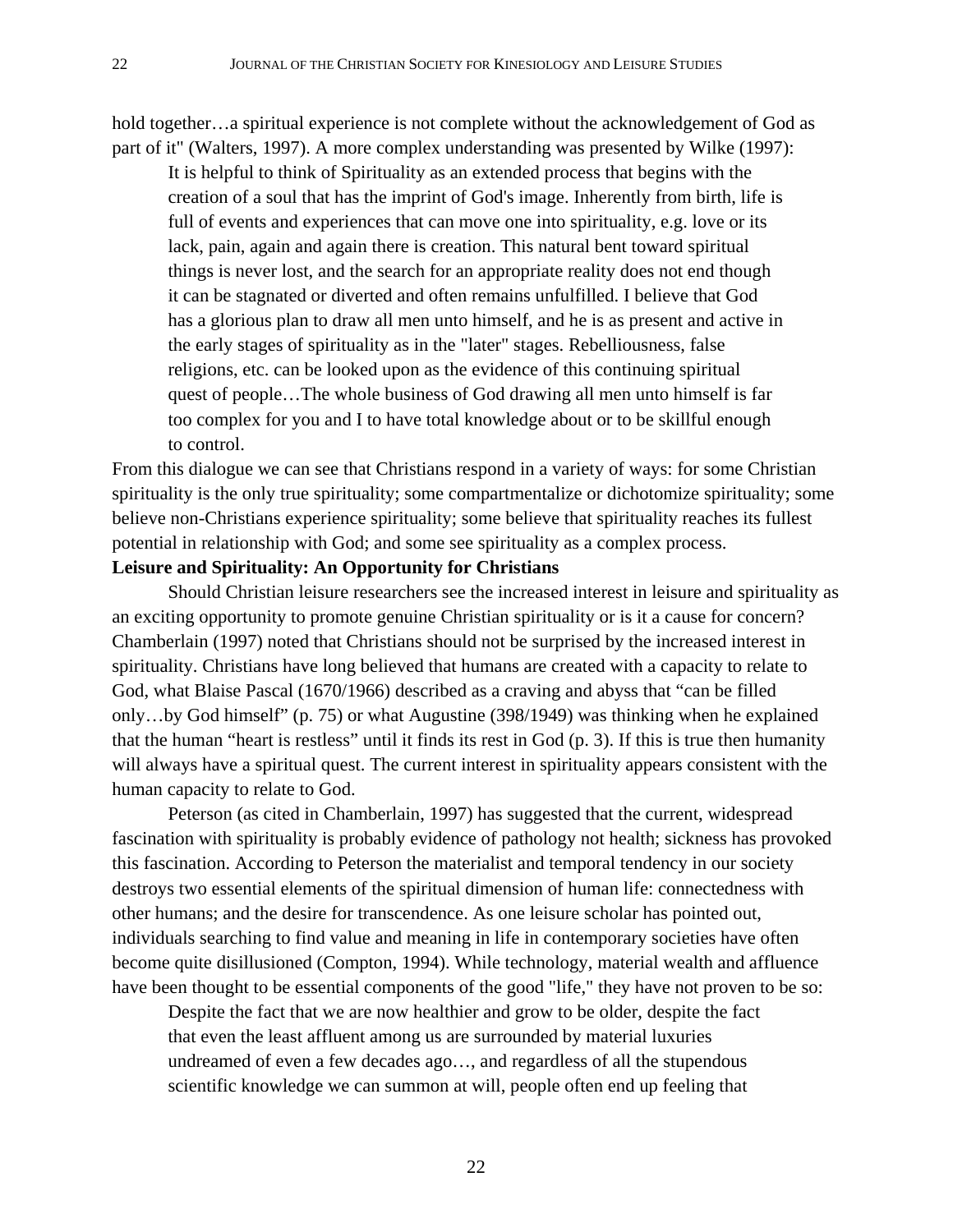hold together…a spiritual experience is not complete without the acknowledgement of God as part of it" (Walters, 1997). A more complex understanding was presented by Wilke (1997):

> It is helpful to think of Spirituality as an extended process that begins with the creation of a soul that has the imprint of God's image. Inherently from birth, life is full of events and experiences that can move one into spirituality, e.g. love or its lack, pain, again and again there is creation. This natural bent toward spiritual things is never lost, and the search for an appropriate reality does not end though it can be stagnated or diverted and often remains unfulfilled. I believe that God has a glorious plan to draw all men unto himself, and he is as present and active in the early stages of spirituality as in the "later" stages. Rebelliousness, false religions, etc. can be looked upon as the evidence of this continuing spiritual quest of people…The whole business of God drawing all men unto himself is far too complex for you and I to have total knowledge about or to be skillful enough to control.

From this dialogue we can see that Christians respond in a variety of ways: for some Christian spirituality is the only true spirituality; some compartmentalize or dichotomize spirituality; some believe non-Christians experience spirituality; some believe that spirituality reaches its fullest potential in relationship with God; and some see spirituality as a complex process.

**Leisure and Spirituality: An Opportunity for Christians**

Should Christian leisure researchers see the increased interest in leisure and spirituality as an exciting opportunity to promote genuine Christian spirituality or is it a cause for concern? Chamberlain (1997) noted that Christians should not be surprised by the increased interest in spirituality. Christians have long believed that humans are created with a capacity to relate to God, what Blaise Pascal (1670/1966) described as a craving and abyss that "can be filled only…by God himself" (p. 75) or what Augustine (398/1949) was thinking when he explained that the human "heart is restless" until it finds its rest in God (p. 3). If this is true then humanity will always have a spiritual quest. The current interest in spirituality appears consistent with the human capacity to relate to God.

Peterson (as cited in Chamberlain, 1997) has suggested that the current, widespread fascination with spirituality is probably evidence of pathology not health; sickness has provoked this fascination. According to Peterson the materialist and temporal tendency in our society destroys two essential elements of the spiritual dimension of human life: connectedness with other humans; and the desire for transcendence. As one leisure scholar has pointed out, individuals searching to find value and meaning in life in contemporary societies have often become quite disillusioned (Compton, 1994). While technology, material wealth and affluence have been thought to be essential components of the good "life," they have not proven to be so:

> Despite the fact that we are now healthier and grow to be older, despite the fact that even the least affluent among us are surrounded by material luxuries undreamed of even a few decades ago…, and regardless of all the stupendous scientific knowledge we can summon at will, people often end up feeling that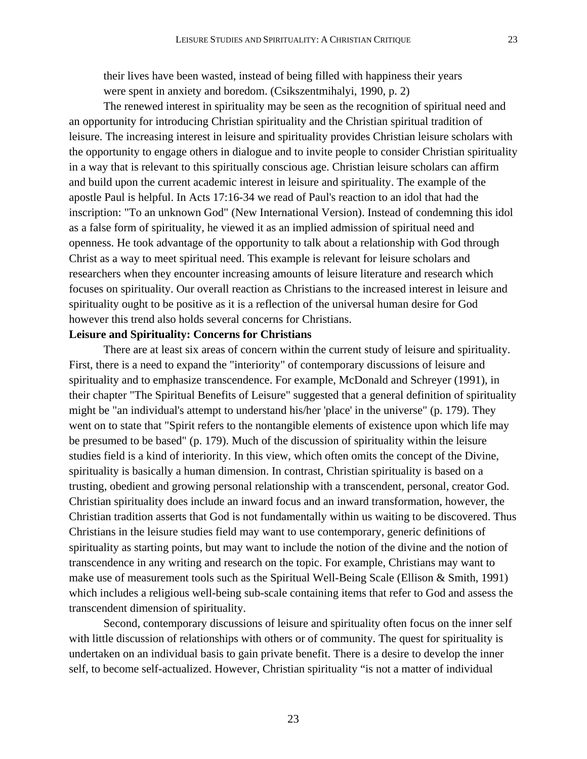> their lives have been wasted, instead of being filled with happiness their years were spent in anxiety and boredom. (Csikszentmihalyi, 1990, p. 2)

The renewed interest in spirituality may be seen as the recognition of spiritual need and an opportunity for introducing Christian spirituality and the Christian spiritual tradition of leisure. The increasing interest in leisure and spirituality provides Christian leisure scholars with the opportunity to engage others in dialogue and to invite people to consider Christian spirituality in a way that is relevant to this spiritually conscious age. Christian leisure scholars can affirm and build upon the current academic interest in leisure and spirituality. The example of the apostle Paul is helpful. In Acts 17:16-34 we read of Paul's reaction to an idol that had the inscription: "To an unknown God" (New International Version). Instead of condemning this idol as a false form of spirituality, he viewed it as an implied admission of spiritual need and openness. He took advantage of the opportunity to talk about a relationship with God through Christ as a way to meet spiritual need. This example is relevant for leisure scholars and researchers when they encounter increasing amounts of leisure literature and research which focuses on spirituality. Our overall reaction as Christians to the increased interest in leisure and spirituality ought to be positive as it is a reflection of the universal human desire for God however this trend also holds several concerns for Christians.

**Leisure and Spirituality: Concerns for Christians**

There are at least six areas of concern within the current study of leisure and spirituality. First, there is a need to expand the "interiority" of contemporary discussions of leisure and spirituality and to emphasize transcendence. For example, McDonald and Schreyer (1991), in their chapter "The Spiritual Benefits of Leisure" suggested that a general definition of spirituality might be "an individual's attempt to understand his/her 'place' in the universe" (p. 179). They went on to state that "Spirit refers to the nontangible elements of existence upon which life may be presumed to be based" (p. 179). Much of the discussion of spirituality within the leisure studies field is a kind of interiority. In this view, which often omits the concept of the Divine, spirituality is basically a human dimension. In contrast, Christian spirituality is based on a trusting, obedient and growing personal relationship with a transcendent, personal, creator God. Christian spirituality does include an inward focus and an inward transformation, however, the Christian tradition asserts that God is not fundamentally within us waiting to be discovered. Thus Christians in the leisure studies field may want to use contemporary, generic definitions of spirituality as starting points, but may want to include the notion of the divine and the notion of transcendence in any writing and research on the topic. For example, Christians may want to make use of measurement tools such as the Spiritual Well-Being Scale (Ellison & Smith, 1991) which includes a religious well-being sub-scale containing items that refer to God and assess the transcendent dimension of spirituality.

Second, contemporary discussions of leisure and spirituality often focus on the inner self with little discussion of relationships with others or of community. The quest for spirituality is undertaken on an individual basis to gain private benefit. There is a desire to develop the inner self, to become self-actualized. However, Christian spirituality "is not a matter of individual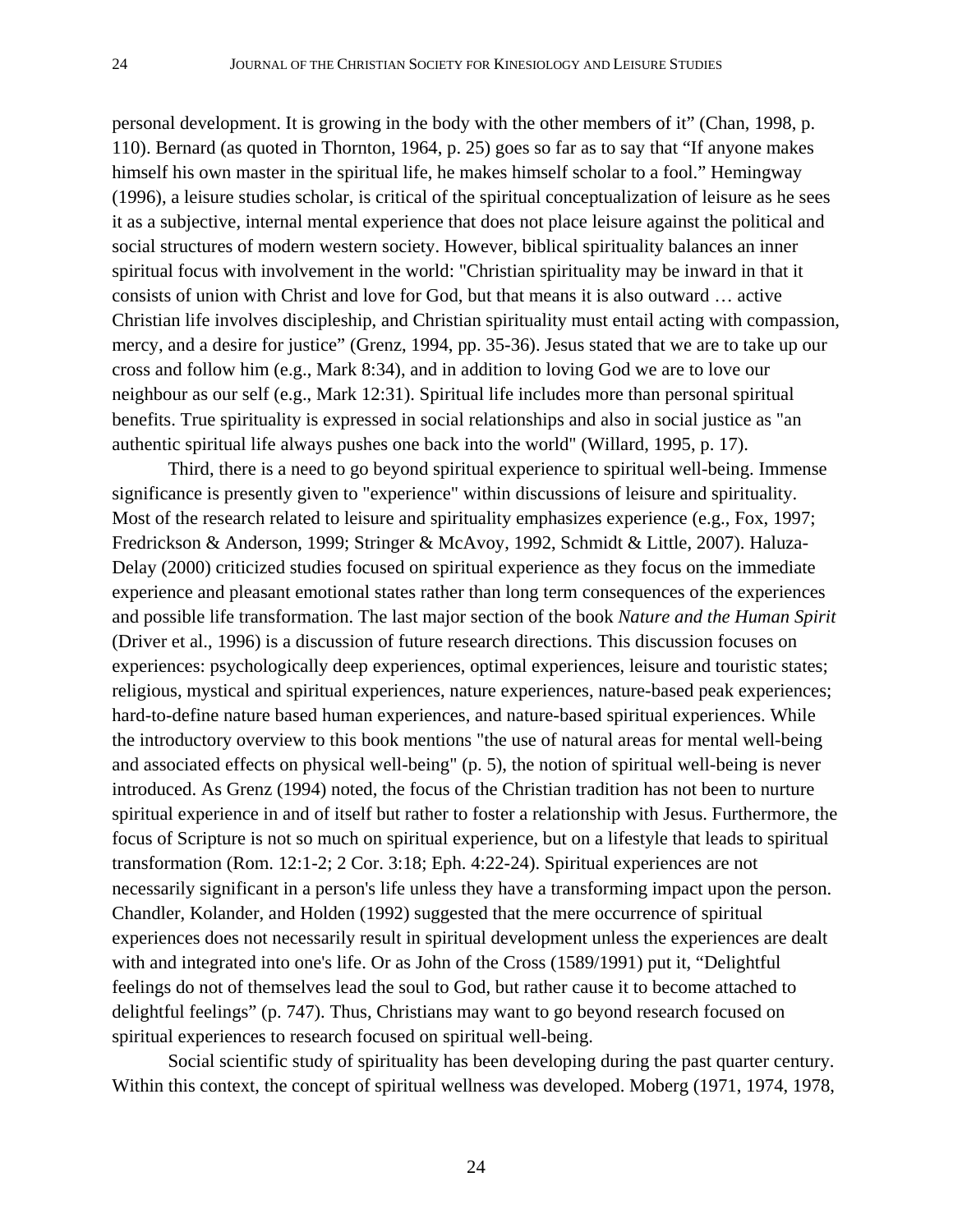personal development. It is growing in the body with the other members of it" (Chan, 1998, p. 110). Bernard (as quoted in Thornton, 1964, p. 25) goes so far as to say that "If anyone makes himself his own master in the spiritual life, he makes himself scholar to a fool." Hemingway (1996), a leisure studies scholar, is critical of the spiritual conceptualization of leisure as he sees it as a subjective, internal mental experience that does not place leisure against the political and social structures of modern western society. However, biblical spirituality balances an inner spiritual focus with involvement in the world: "Christian spirituality may be inward in that it consists of union with Christ and love for God, but that means it is also outward … active Christian life involves discipleship, and Christian spirituality must entail acting with compassion, mercy, and a desire for justice" (Grenz, 1994, pp. 35-36). Jesus stated that we are to take up our cross and follow him (e.g., Mark 8:34), and in addition to loving God we are to love our neighbour as our self (e.g., Mark 12:31). Spiritual life includes more than personal spiritual benefits. True spirituality is expressed in social relationships and also in social justice as "an authentic spiritual life always pushes one back into the world" (Willard, 1995, p. 17).

Third, there is a need to go beyond spiritual experience to spiritual well-being. Immense significance is presently given to "experience" within discussions of leisure and spirituality. Most of the research related to leisure and spirituality emphasizes experience (e.g., Fox, 1997; Fredrickson & Anderson, 1999; Stringer & McAvoy, 1992, Schmidt & Little, 2007). Haluza-Delay (2000) criticized studies focused on spiritual experience as they focus on the immediate experience and pleasant emotional states rather than long term consequences of the experiences and possible life transformation. The last major section of the book *Nature and the Human Spirit* (Driver et al., 1996) is a discussion of future research directions. This discussion focuses on experiences: psychologically deep experiences, optimal experiences, leisure and touristic states; religious, mystical and spiritual experiences, nature experiences, nature-based peak experiences; hard-to-define nature based human experiences, and nature-based spiritual experiences. While the introductory overview to this book mentions "the use of natural areas for mental well-being and associated effects on physical well-being" (p. 5), the notion of spiritual well-being is never introduced. As Grenz (1994) noted, the focus of the Christian tradition has not been to nurture spiritual experience in and of itself but rather to foster a relationship with Jesus. Furthermore, the focus of Scripture is not so much on spiritual experience, but on a lifestyle that leads to spiritual transformation (Rom. 12:1-2; 2 Cor. 3:18; Eph. 4:22-24). Spiritual experiences are not necessarily significant in a person's life unless they have a transforming impact upon the person. Chandler, Kolander, and Holden (1992) suggested that the mere occurrence of spiritual experiences does not necessarily result in spiritual development unless the experiences are dealt with and integrated into one's life. Or as John of the Cross (1589/1991) put it, "Delightful feelings do not of themselves lead the soul to God, but rather cause it to become attached to delightful feelings" (p. 747). Thus, Christians may want to go beyond research focused on spiritual experiences to research focused on spiritual well-being.

Social scientific study of spirituality has been developing during the past quarter century. Within this context, the concept of spiritual wellness was developed. Moberg (1971, 1974, 1978,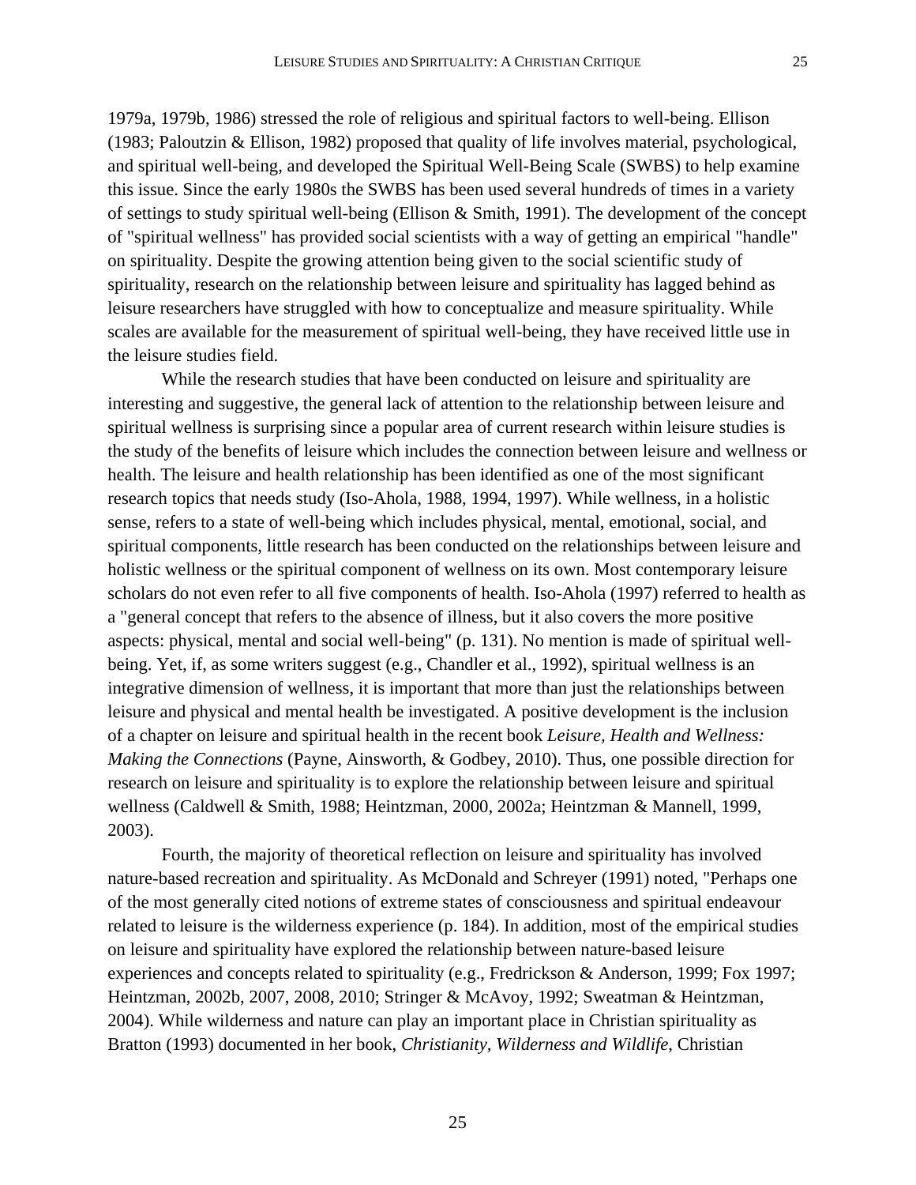1979a, 1979b, 1986) stressed the role of religious and spiritual factors to well-being. Ellison (1983; Paloutzin & Ellison, 1982) proposed that quality of life involves material, psychological, and spiritual well-being, and developed the Spiritual Well-Being Scale (SWBS) to help examine this issue. Since the early 1980s the SWBS has been used several hundreds of times in a variety of settings to study spiritual well-being (Ellison & Smith, 1991). The development of the concept of "spiritual wellness" has provided social scientists with a way of getting an empirical "handle" on spirituality. Despite the growing attention being given to the social scientific study of spirituality, research on the relationship between leisure and spirituality has lagged behind as leisure researchers have struggled with how to conceptualize and measure spirituality. While scales are available for the measurement of spiritual well-being, they have received little use in the leisure studies field.

While the research studies that have been conducted on leisure and spirituality are interesting and suggestive, the general lack of attention to the relationship between leisure and spiritual wellness is surprising since a popular area of current research within leisure studies is the study of the benefits of leisure which includes the connection between leisure and wellness or health. The leisure and health relationship has been identified as one of the most significant research topics that needs study (Iso-Ahola, 1988, 1994, 1997). While wellness, in a holistic sense, refers to a state of well-being which includes physical, mental, emotional, social, and spiritual components, little research has been conducted on the relationships between leisure and holistic wellness or the spiritual component of wellness on its own. Most contemporary leisure scholars do not even refer to all five components of health. Iso-Ahola (1997) referred to health as a "general concept that refers to the absence of illness, but it also covers the more positive aspects: physical, mental and social well-being" (p. 131). No mention is made of spiritual well-being. Yet, if, as some writers suggest (e.g., Chandler et al., 1992), spiritual wellness is an integrative dimension of wellness, it is important that more than just the relationships between leisure and physical and mental health be investigated. A positive development is the inclusion of a chapter on leisure and spiritual health in the recent book *Leisure, Health and Wellness: Making the Connections* (Payne, Ainsworth, & Godbey, 2010). Thus, one possible direction for research on leisure and spirituality is to explore the relationship between leisure and spiritual wellness (Caldwell & Smith, 1988; Heintzman, 2000, 2002a; Heintzman & Mannell, 1999, 2003).

Fourth, the majority of theoretical reflection on leisure and spirituality has involved nature-based recreation and spirituality. As McDonald and Schreyer (1991) noted, "Perhaps one of the most generally cited notions of extreme states of consciousness and spiritual endeavour related to leisure is the wilderness experience (p. 184). In addition, most of the empirical studies on leisure and spirituality have explored the relationship between nature-based leisure experiences and concepts related to spirituality (e.g., Fredrickson & Anderson, 1999; Fox 1997; Heintzman, 2002b, 2007, 2008, 2010; Stringer & McAvoy, 1992; Sweatman & Heintzman, 2004). While wilderness and nature can play an important place in Christian spirituality as Bratton (1993) documented in her book, *Christianity, Wilderness and Wildlife*, Christian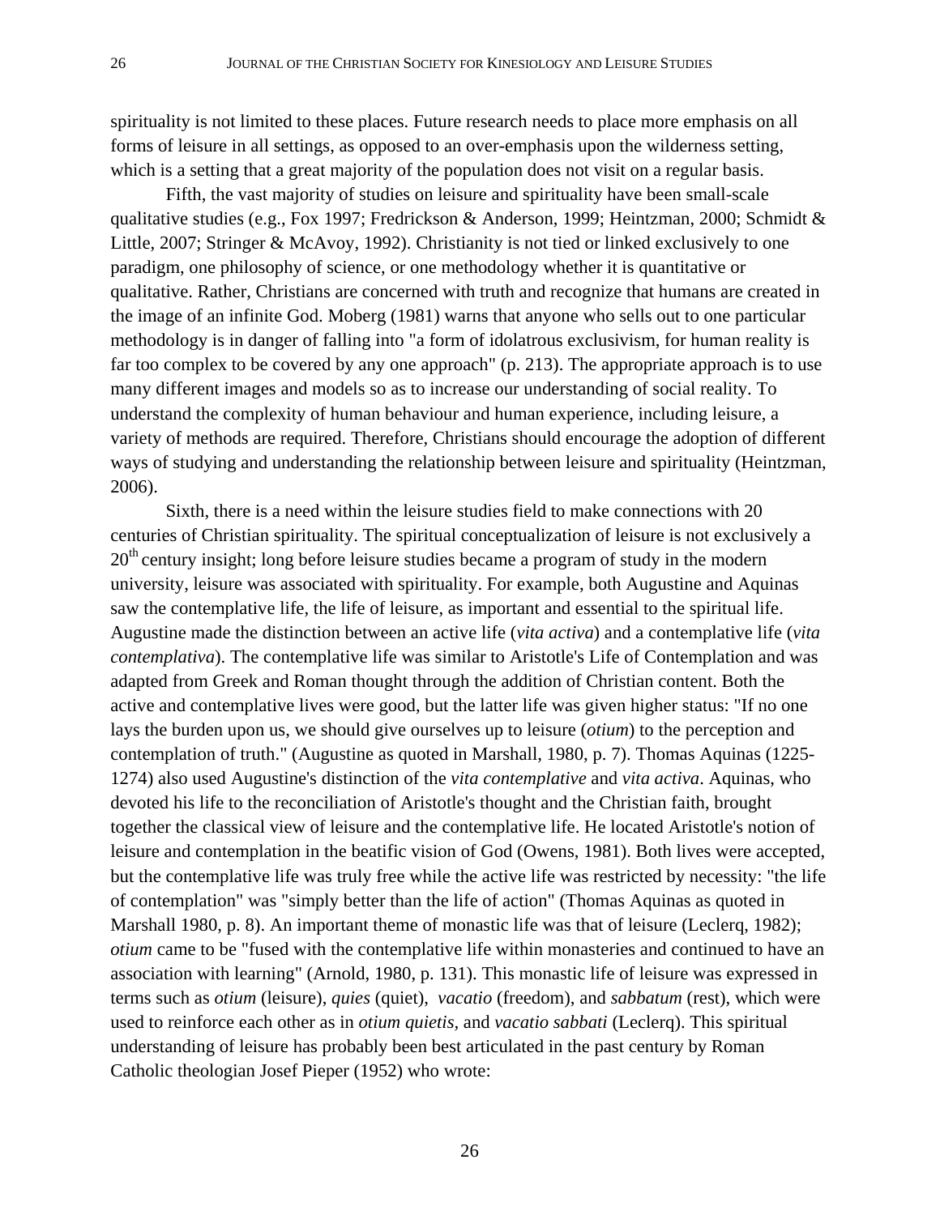spirituality is not limited to these places. Future research needs to place more emphasis on all forms of leisure in all settings, as opposed to an over-emphasis upon the wilderness setting, which is a setting that a great majority of the population does not visit on a regular basis.

Fifth, the vast majority of studies on leisure and spirituality have been small-scale qualitative studies (e.g., Fox 1997; Fredrickson & Anderson, 1999; Heintzman, 2000; Schmidt & Little, 2007; Stringer & McAvoy, 1992). Christianity is not tied or linked exclusively to one paradigm, one philosophy of science, or one methodology whether it is quantitative or qualitative. Rather, Christians are concerned with truth and recognize that humans are created in the image of an infinite God. Moberg (1981) warns that anyone who sells out to one particular methodology is in danger of falling into "a form of idolatrous exclusivism, for human reality is far too complex to be covered by any one approach" (p. 213). The appropriate approach is to use many different images and models so as to increase our understanding of social reality. To understand the complexity of human behaviour and human experience, including leisure, a variety of methods are required. Therefore, Christians should encourage the adoption of different ways of studying and understanding the relationship between leisure and spirituality (Heintzman, 2006).

Sixth, there is a need within the leisure studies field to make connections with 20 centuries of Christian spirituality. The spiritual conceptualization of leisure is not exclusively a 20th century insight; long before leisure studies became a program of study in the modern university, leisure was associated with spirituality. For example, both Augustine and Aquinas saw the contemplative life, the life of leisure, as important and essential to the spiritual life. Augustine made the distinction between an active life (*vita activa*) and a contemplative life (*vita contemplativa*). The contemplative life was similar to Aristotle's Life of Contemplation and was adapted from Greek and Roman thought through the addition of Christian content. Both the active and contemplative lives were good, but the latter life was given higher status: "If no one lays the burden upon us, we should give ourselves up to leisure (*otium*) to the perception and contemplation of truth." (Augustine as quoted in Marshall, 1980, p. 7). Thomas Aquinas (1225-1274) also used Augustine's distinction of the *vita contemplative* and *vita activa*. Aquinas, who devoted his life to the reconciliation of Aristotle's thought and the Christian faith, brought together the classical view of leisure and the contemplative life. He located Aristotle's notion of leisure and contemplation in the beatific vision of God (Owens, 1981). Both lives were accepted, but the contemplative life was truly free while the active life was restricted by necessity: "the life of contemplation" was "simply better than the life of action" (Thomas Aquinas as quoted in Marshall 1980, p. 8). An important theme of monastic life was that of leisure (Leclerq, 1982); *otium* came to be "fused with the contemplative life within monasteries and continued to have an association with learning" (Arnold, 1980, p. 131). This monastic life of leisure was expressed in terms such as *otium* (leisure), *quies* (quiet), *vacatio* (freedom), and *sabbatum* (rest), which were used to reinforce each other as in *otium quietis,* and *vacatio sabbati* (Leclerq). This spiritual understanding of leisure has probably been best articulated in the past century by Roman Catholic theologian Josef Pieper (1952) who wrote: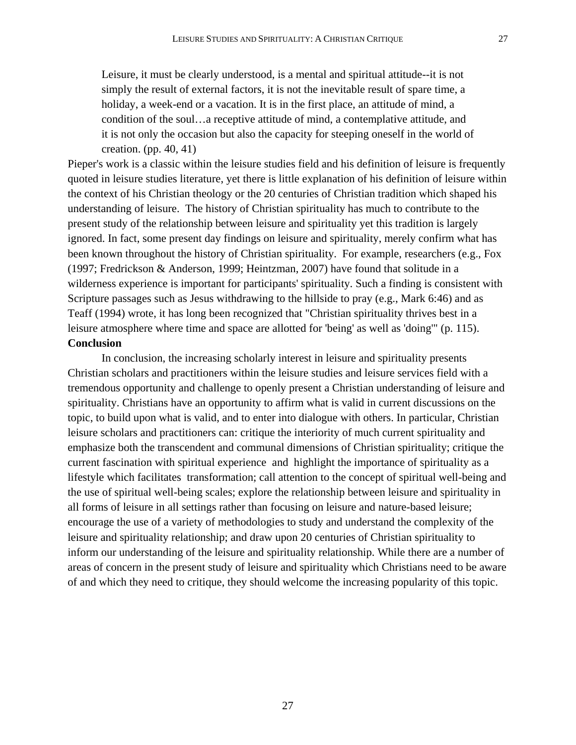> Leisure, it must be clearly understood, is a mental and spiritual attitude--it is not simply the result of external factors, it is not the inevitable result of spare time, a holiday, a week-end or a vacation. It is in the first place, an attitude of mind, a condition of the soul…a receptive attitude of mind, a contemplative attitude, and it is not only the occasion but also the capacity for steeping oneself in the world of creation. (pp. 40, 41)

Pieper's work is a classic within the leisure studies field and his definition of leisure is frequently quoted in leisure studies literature, yet there is little explanation of his definition of leisure within the context of his Christian theology or the 20 centuries of Christian tradition which shaped his understanding of leisure. The history of Christian spirituality has much to contribute to the present study of the relationship between leisure and spirituality yet this tradition is largely ignored. In fact, some present day findings on leisure and spirituality, merely confirm what has been known throughout the history of Christian spirituality. For example, researchers (e.g., Fox (1997; Fredrickson & Anderson, 1999; Heintzman, 2007) have found that solitude in a wilderness experience is important for participants' spirituality. Such a finding is consistent with Scripture passages such as Jesus withdrawing to the hillside to pray (e.g., Mark 6:46) and as Teaff (1994) wrote, it has long been recognized that "Christian spirituality thrives best in a leisure atmosphere where time and space are allotted for 'being' as well as 'doing'" (p. 115).

**Conclusion**

In conclusion, the increasing scholarly interest in leisure and spirituality presents Christian scholars and practitioners within the leisure studies and leisure services field with a tremendous opportunity and challenge to openly present a Christian understanding of leisure and spirituality. Christians have an opportunity to affirm what is valid in current discussions on the topic, to build upon what is valid, and to enter into dialogue with others. In particular, Christian leisure scholars and practitioners can: critique the interiority of much current spirituality and emphasize both the transcendent and communal dimensions of Christian spirituality; critique the current fascination with spiritual experience and highlight the importance of spirituality as a lifestyle which facilitates transformation; call attention to the concept of spiritual well-being and the use of spiritual well-being scales; explore the relationship between leisure and spirituality in all forms of leisure in all settings rather than focusing on leisure and nature-based leisure; encourage the use of a variety of methodologies to study and understand the complexity of the leisure and spirituality relationship; and draw upon 20 centuries of Christian spirituality to inform our understanding of the leisure and spirituality relationship. While there are a number of areas of concern in the present study of leisure and spirituality which Christians need to be aware of and which they need to critique, they should welcome the increasing popularity of this topic.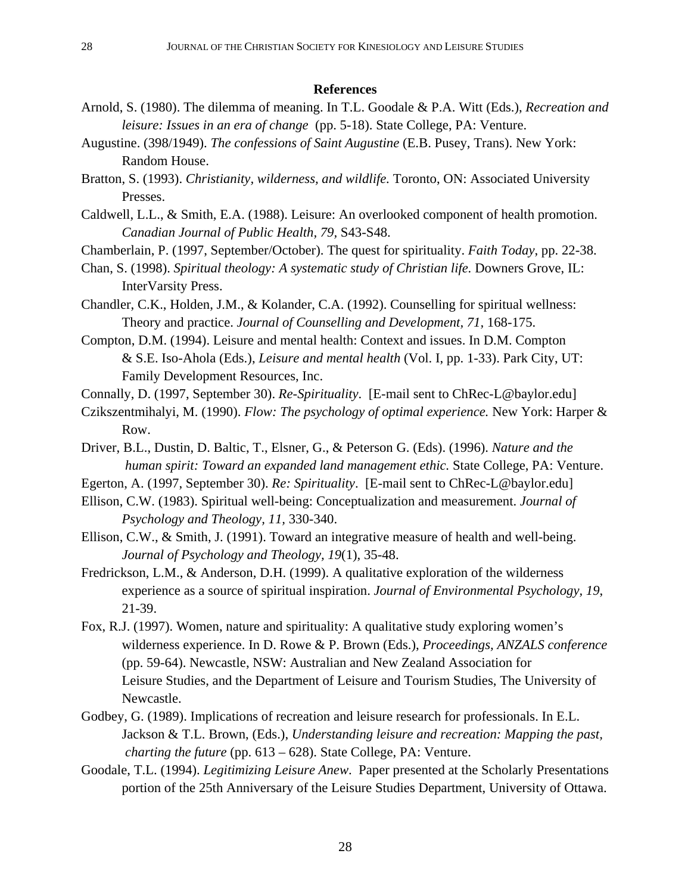## References

Arnold, S. (1980). The dilemma of meaning. In T.L. Goodale & P.A. Witt (Eds.), *Recreation and leisure: Issues in an era of change* (pp. 5-18). State College, PA: Venture.

Augustine. (398/1949). *The confessions of Saint Augustine* (E.B. Pusey, Trans). New York: Random House.

Bratton, S. (1993). *Christianity, wilderness, and wildlife.* Toronto, ON: Associated University Presses.

Caldwell, L.L., & Smith, E.A. (1988). Leisure: An overlooked component of health promotion. *Canadian Journal of Public Health, 79,* S43-S48.

Chamberlain, P. (1997, September/October). The quest for spirituality. *Faith Today*, pp. 22-38.

Chan, S. (1998). *Spiritual theology: A systematic study of Christian life.* Downers Grove, IL: InterVarsity Press.

Chandler, C.K., Holden, J.M., & Kolander, C.A. (1992). Counselling for spiritual wellness: Theory and practice. *Journal of Counselling and Development, 71,* 168-175.

Compton, D.M. (1994). Leisure and mental health: Context and issues. In D.M. Compton & S.E. Iso-Ahola (Eds.), *Leisure and mental health* (Vol. I, pp. 1-33). Park City, UT: Family Development Resources, Inc.

Connally, D. (1997, September 30). *Re-Spirituality*. [E-mail sent to ChRec-L@baylor.edu]

Czikszentmihalyi, M. (1990). *Flow: The psychology of optimal experience.* New York: Harper & Row.

Driver, B.L., Dustin, D. Baltic, T., Elsner, G., & Peterson G. (Eds). (1996). *Nature and the human spirit: Toward an expanded land management ethic*. State College, PA: Venture.

Egerton, A. (1997, September 30). *Re: Spirituality*. [E-mail sent to ChRec-L@baylor.edu]

Ellison, C.W. (1983). Spiritual well-being: Conceptualization and measurement. *Journal of Psychology and Theology, 11,* 330-340.

Ellison, C.W., & Smith, J. (1991). Toward an integrative measure of health and well-being. *Journal of Psychology and Theology, 19*(1), 35-48.

Fredrickson, L.M., & Anderson, D.H. (1999). A qualitative exploration of the wilderness experience as a source of spiritual inspiration. *Journal of Environmental Psychology, 19*, 21-39.

Fox, R.J. (1997). Women, nature and spirituality: A qualitative study exploring women's wilderness experience. In D. Rowe & P. Brown (Eds.), *Proceedings, ANZALS conference* (pp. 59-64). Newcastle, NSW: Australian and New Zealand Association for Leisure Studies, and the Department of Leisure and Tourism Studies, The University of Newcastle.

Godbey, G. (1989). Implications of recreation and leisure research for professionals. In E.L. Jackson & T.L. Brown, (Eds.), *Understanding leisure and recreation: Mapping the past, charting the future* (pp. 613 – 628). State College, PA: Venture.

Goodale, T.L. (1994). *Legitimizing Leisure Anew*. Paper presented at the Scholarly Presentations portion of the 25th Anniversary of the Leisure Studies Department, University of Ottawa.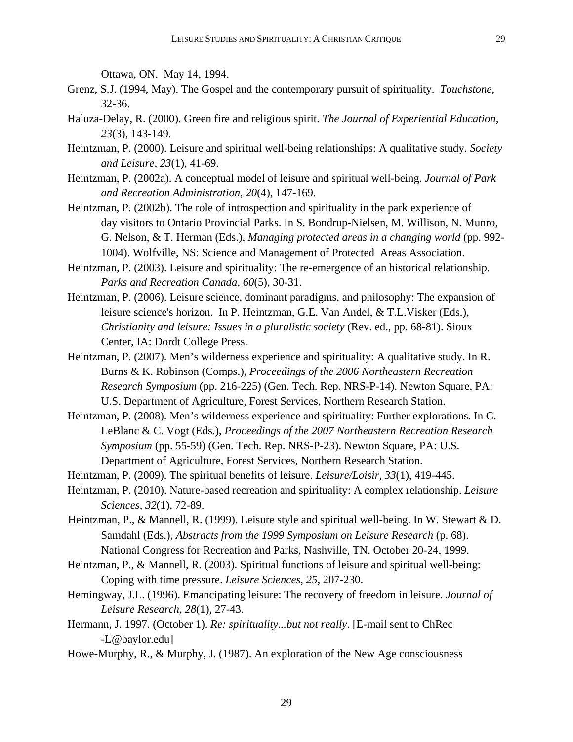Ottawa, ON. May 14, 1994.

Grenz, S.J. (1994, May). The Gospel and the contemporary pursuit of spirituality. *Touchstone*, 32-36.

Haluza-Delay, R. (2000). Green fire and religious spirit. *The Journal of Experiential Education, 23*(3), 143-149.

Heintzman, P. (2000). Leisure and spiritual well-being relationships: A qualitative study. *Society and Leisure, 23*(1), 41-69.

Heintzman, P. (2002a). A conceptual model of leisure and spiritual well-being. *Journal of Park and Recreation Administration, 20*(4), 147-169.

Heintzman, P. (2002b). The role of introspection and spirituality in the park experience of day visitors to Ontario Provincial Parks. In S. Bondrup-Nielsen, M. Willison, N. Munro, G. Nelson, & T. Herman (Eds.), *Managing protected areas in a changing world* (pp. 992-1004). Wolfville, NS: Science and Management of Protected Areas Association.

Heintzman, P. (2003). Leisure and spirituality: The re-emergence of an historical relationship. *Parks and Recreation Canada, 60*(5), 30-31.

Heintzman, P. (2006). Leisure science, dominant paradigms, and philosophy: The expansion of leisure science's horizon. In P. Heintzman, G.E. Van Andel, & T.L.Visker (Eds.), *Christianity and leisure: Issues in a pluralistic society* (Rev. ed., pp. 68-81). Sioux Center, IA: Dordt College Press.

Heintzman, P. (2007). Men's wilderness experience and spirituality: A qualitative study. In R. Burns & K. Robinson (Comps.), *Proceedings of the 2006 Northeastern Recreation Research Symposium* (pp. 216-225) (Gen. Tech. Rep. NRS-P-14). Newton Square, PA: U.S. Department of Agriculture, Forest Services, Northern Research Station.

Heintzman, P. (2008). Men's wilderness experience and spirituality: Further explorations. In C. LeBlanc & C. Vogt (Eds.), *Proceedings of the 2007 Northeastern Recreation Research Symposium* (pp. 55-59) (Gen. Tech. Rep. NRS-P-23). Newton Square, PA: U.S. Department of Agriculture, Forest Services, Northern Research Station.

Heintzman, P. (2009). The spiritual benefits of leisure. *Leisure/Loisir, 33*(1), 419-445.

Heintzman, P. (2010). Nature-based recreation and spirituality: A complex relationship. *Leisure Sciences*, *32*(1), 72-89.

Heintzman, P., & Mannell, R. (1999). Leisure style and spiritual well-being. In W. Stewart & D. Samdahl (Eds.), *Abstracts from the 1999 Symposium on Leisure Research* (p. 68). National Congress for Recreation and Parks, Nashville, TN. October 20-24, 1999.

Heintzman, P., & Mannell, R. (2003). Spiritual functions of leisure and spiritual well-being: Coping with time pressure. *Leisure Sciences, 25*, 207-230.

Hemingway, J.L. (1996). Emancipating leisure: The recovery of freedom in leisure. *Journal of Leisure Research, 28*(1), 27-43.

Hermann, J. 1997. (October 1). *Re: spirituality...but not really*. [E-mail sent to ChRec -L@baylor.edu]

Howe-Murphy, R., & Murphy, J. (1987). An exploration of the New Age consciousness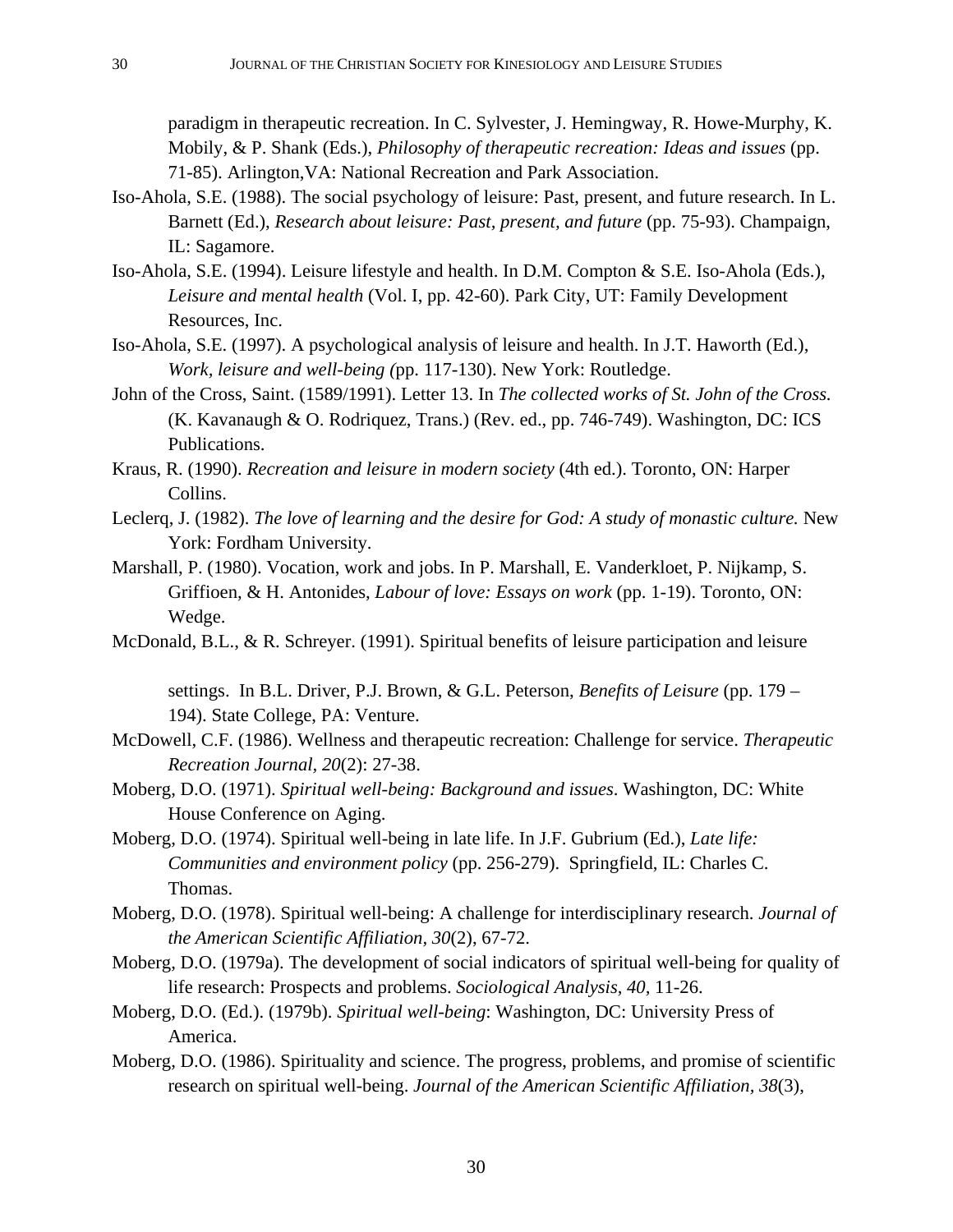paradigm in therapeutic recreation. In C. Sylvester, J. Hemingway, R. Howe-Murphy, K. Mobily, & P. Shank (Eds.), *Philosophy of therapeutic recreation: Ideas and issues* (pp. 71-85). Arlington,VA: National Recreation and Park Association.

Iso-Ahola, S.E. (1988). The social psychology of leisure: Past, present, and future research. In L. Barnett (Ed.), *Research about leisure: Past, present, and future* (pp. 75-93). Champaign, IL: Sagamore.

Iso-Ahola, S.E. (1994). Leisure lifestyle and health. In D.M. Compton & S.E. Iso-Ahola (Eds.), *Leisure and mental health* (Vol. I, pp. 42-60). Park City, UT: Family Development Resources, Inc.

Iso-Ahola, S.E. (1997). A psychological analysis of leisure and health. In J.T. Haworth (Ed.), *Work, leisure and well-being (*pp. 117-130). New York: Routledge.

John of the Cross, Saint. (1589/1991). Letter 13. In *The collected works of St. John of the Cross.* (K. Kavanaugh & O. Rodriquez, Trans.) (Rev. ed., pp. 746-749). Washington, DC: ICS Publications.

Kraus, R. (1990). *Recreation and leisure in modern society* (4th ed.). Toronto, ON: Harper Collins.

Leclerq, J. (1982). *The love of learning and the desire for God: A study of monastic culture.* New York: Fordham University.

Marshall, P. (1980). Vocation, work and jobs. In P. Marshall, E. Vanderkloet, P. Nijkamp, S. Griffioen, & H. Antonides, *Labour of love: Essays on work* (pp. 1-19). Toronto, ON: Wedge.

McDonald, B.L., & R. Schreyer. (1991). Spiritual benefits of leisure participation and leisure settings. In B.L. Driver, P.J. Brown, & G.L. Peterson, *Benefits of Leisure* (pp. 179 – 194). State College, PA: Venture.

McDowell, C.F. (1986). Wellness and therapeutic recreation: Challenge for service. *Therapeutic Recreation Journal, 20*(2): 27-38.

Moberg, D.O. (1971). *Spiritual well-being: Background and issues*. Washington, DC: White House Conference on Aging.

Moberg, D.O. (1974). Spiritual well-being in late life. In J.F. Gubrium (Ed.), *Late life: Communities and environment policy* (pp. 256-279). Springfield, IL: Charles C. Thomas.

Moberg, D.O. (1978). Spiritual well-being: A challenge for interdisciplinary research. *Journal of the American Scientific Affiliation, 30*(2), 67-72.

Moberg, D.O. (1979a). The development of social indicators of spiritual well-being for quality of life research: Prospects and problems. *Sociological Analysis, 40*, 11-26.

Moberg, D.O. (Ed.). (1979b). *Spiritual well-being*: Washington, DC: University Press of America.

Moberg, D.O. (1986). Spirituality and science. The progress, problems, and promise of scientific research on spiritual well-being. *Journal of the American Scientific Affiliation, 38*(3),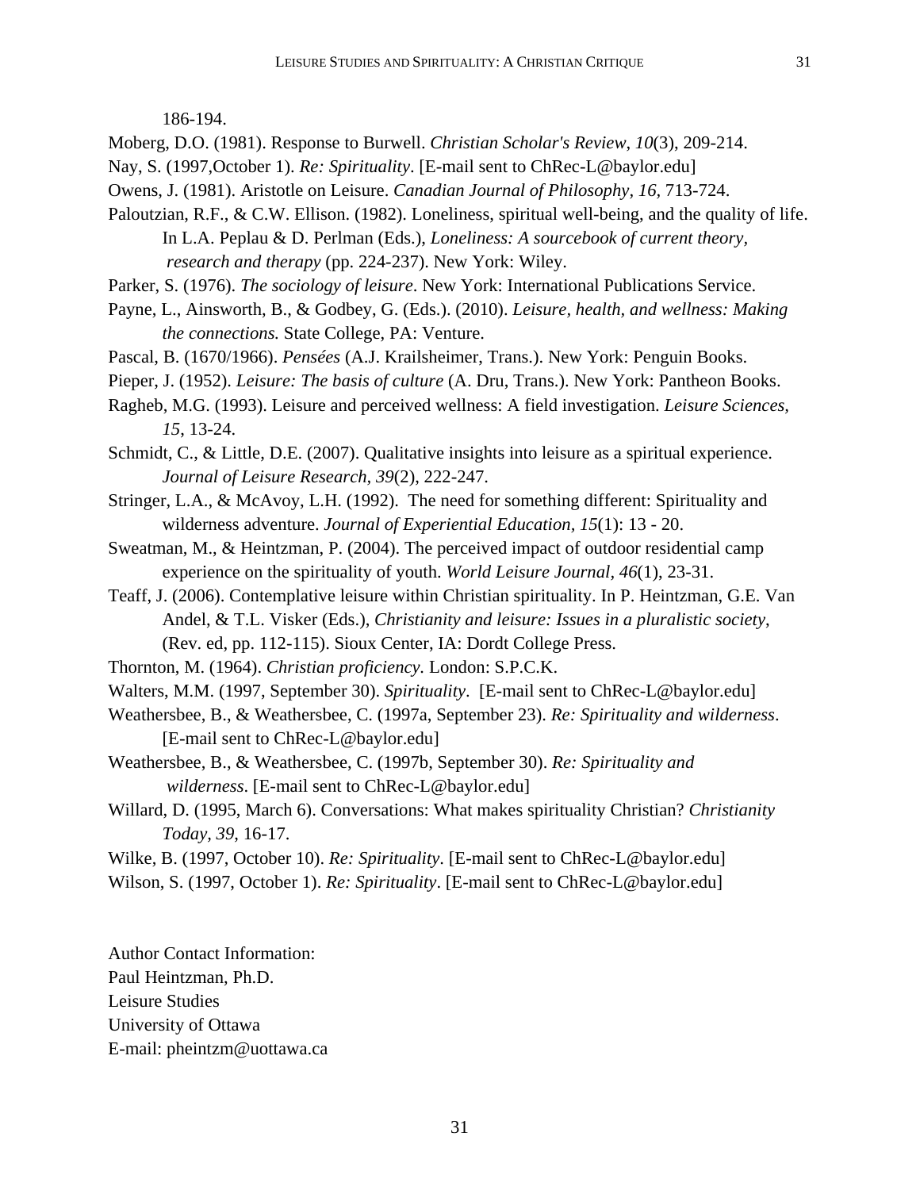186-194.

Moberg, D.O. (1981). Response to Burwell. *Christian Scholar's Review*, *10*(3), 209-214.

Nay, S. (1997,October 1). *Re: Spirituality*. [E-mail sent to ChRec-L@baylor.edu]

Owens, J. (1981). Aristotle on Leisure. *Canadian Journal of Philosophy, 16*, 713-724.

Paloutzian, R.F., & C.W. Ellison. (1982). Loneliness, spiritual well-being, and the quality of life. In L.A. Peplau & D. Perlman (Eds.), *Loneliness: A sourcebook of current theory, research and therapy* (pp. 224-237). New York: Wiley.

Parker, S. (1976). *The sociology of leisure*. New York: International Publications Service.

Payne, L., Ainsworth, B., & Godbey, G. (Eds.). (2010). *Leisure, health, and wellness: Making the connections.* State College, PA: Venture.

Pascal, B. (1670/1966). *Pensées* (A.J. Krailsheimer, Trans.). New York: Penguin Books.

Pieper, J. (1952). *Leisure: The basis of culture* (A. Dru, Trans.). New York: Pantheon Books.

Ragheb, M.G. (1993). Leisure and perceived wellness: A field investigation. *Leisure Sciences, 15*, 13-24.

Schmidt, C., & Little, D.E. (2007). Qualitative insights into leisure as a spiritual experience. *Journal of Leisure Research, 39*(2), 222-247.

Stringer, L.A., & McAvoy, L.H. (1992). The need for something different: Spirituality and wilderness adventure. *Journal of Experiential Education, 15*(1): 13 - 20.

Sweatman, M., & Heintzman, P. (2004). The perceived impact of outdoor residential camp experience on the spirituality of youth. *World Leisure Journal, 46*(1), 23-31.

Teaff, J. (2006). Contemplative leisure within Christian spirituality. In P. Heintzman, G.E. Van Andel, & T.L. Visker (Eds.), *Christianity and leisure: Issues in a pluralistic society*, (Rev. ed, pp. 112-115). Sioux Center, IA: Dordt College Press.

Thornton, M. (1964). *Christian proficiency.* London: S.P.C.K.

Walters, M.M. (1997, September 30). *Spirituality*. [E-mail sent to ChRec-L@baylor.edu]

Weathersbee, B., & Weathersbee, C. (1997a, September 23). *Re: Spirituality and wilderness*. [E-mail sent to ChRec-L@baylor.edu]

Weathersbee, B., & Weathersbee, C. (1997b, September 30). *Re: Spirituality and wilderness*. [E-mail sent to ChRec-L@baylor.edu]

Willard, D. (1995, March 6). Conversations: What makes spirituality Christian? *Christianity Today, 39*, 16-17.

Wilke, B. (1997, October 10). *Re: Spirituality*. [E-mail sent to ChRec-L@baylor.edu]

Wilson, S. (1997, October 1). *Re: Spirituality*. [E-mail sent to ChRec-L@baylor.edu]

Author Contact Information:  
Paul Heintzman, Ph.D.  
Leisure Studies  
University of Ottawa  
E-mail: pheintzm@uottawa.ca